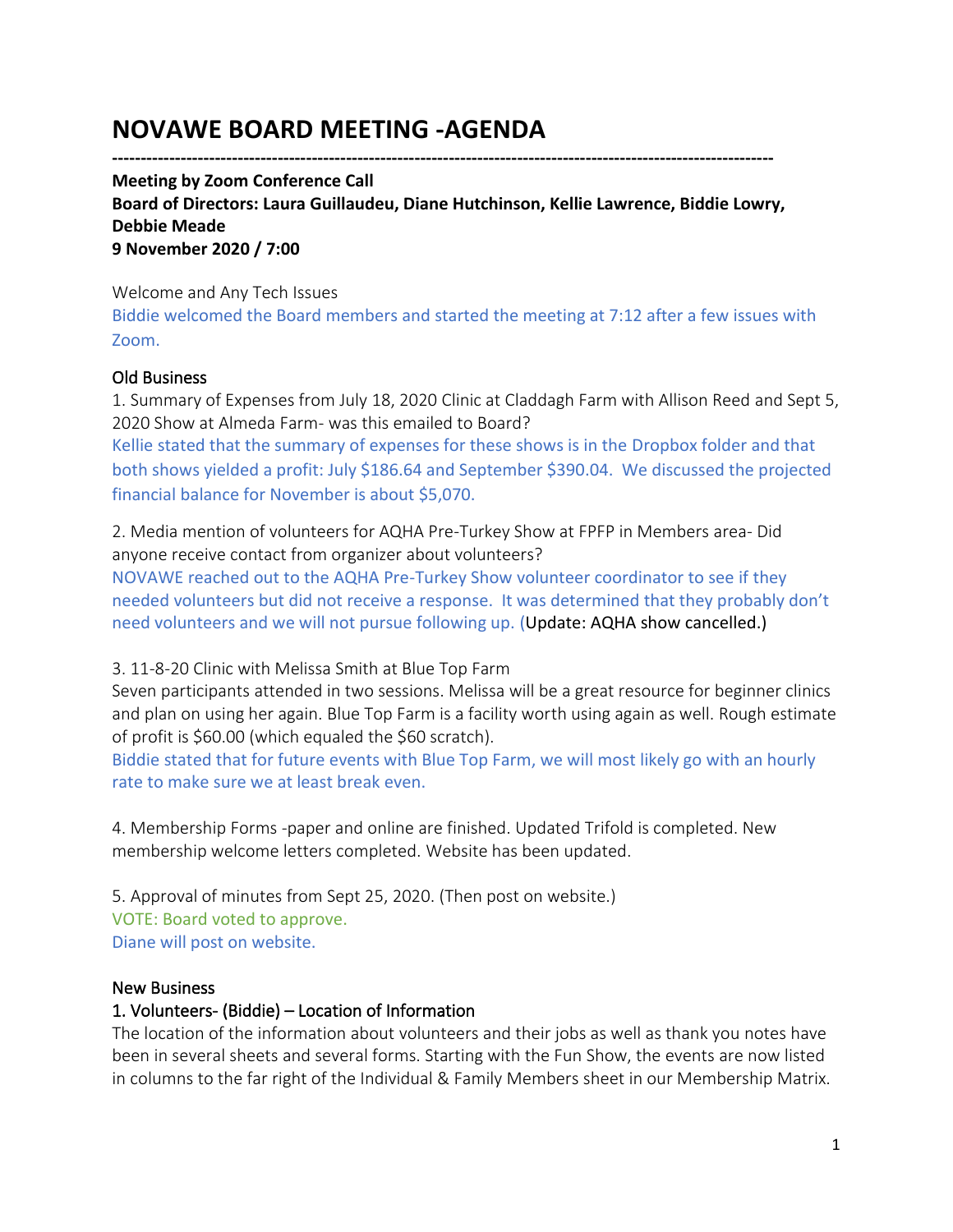# NOVAWE BOARD MEETING -AGENDA

---

**Meeting by Zoom Conference Call**
**Board of Directors: Laura Guillaudeu, Diane Hutchinson, Kellie Lawrence, Biddie Lowry, Debbie Meade**
**9 November 2020 / 7:00**

Welcome and Any Tech Issues
Biddie welcomed the Board members and started the meeting at 7:12 after a few issues with Zoom.

Old Business
1. Summary of Expenses from July 18, 2020 Clinic at Claddagh Farm with Allison Reed and Sept 5, 2020 Show at Almeda Farm- was this emailed to Board?
Kellie stated that the summary of expenses for these shows is in the Dropbox folder and that both shows yielded a profit: July $186.64 and September $390.04. We discussed the projected financial balance for November is about $5,070.

2. Media mention of volunteers for AQHA Pre-Turkey Show at FPFP in Members area- Did anyone receive contact from organizer about volunteers?
NOVAWE reached out to the AQHA Pre-Turkey Show volunteer coordinator to see if they needed volunteers but did not receive a response. It was determined that they probably don't need volunteers and we will not pursue following up. (Update: AQHA show cancelled.)

3. 11-8-20 Clinic with Melissa Smith at Blue Top Farm
Seven participants attended in two sessions. Melissa will be a great resource for beginner clinics and plan on using her again. Blue Top Farm is a facility worth using again as well. Rough estimate of profit is $60.00 (which equaled the $60 scratch).
Biddie stated that for future events with Blue Top Farm, we will most likely go with an hourly rate to make sure we at least break even.

4. Membership Forms -paper and online are finished. Updated Trifold is completed. New membership welcome letters completed. Website has been updated.

5. Approval of minutes from Sept 25, 2020. (Then post on website.)
VOTE: Board voted to approve.
Diane will post on website.

New Business
1. Volunteers- (Biddie) – Location of Information
The location of the information about volunteers and their jobs as well as thank you notes have been in several sheets and several forms. Starting with the Fun Show, the events are now listed in columns to the far right of the Individual & Family Members sheet in our Membership Matrix.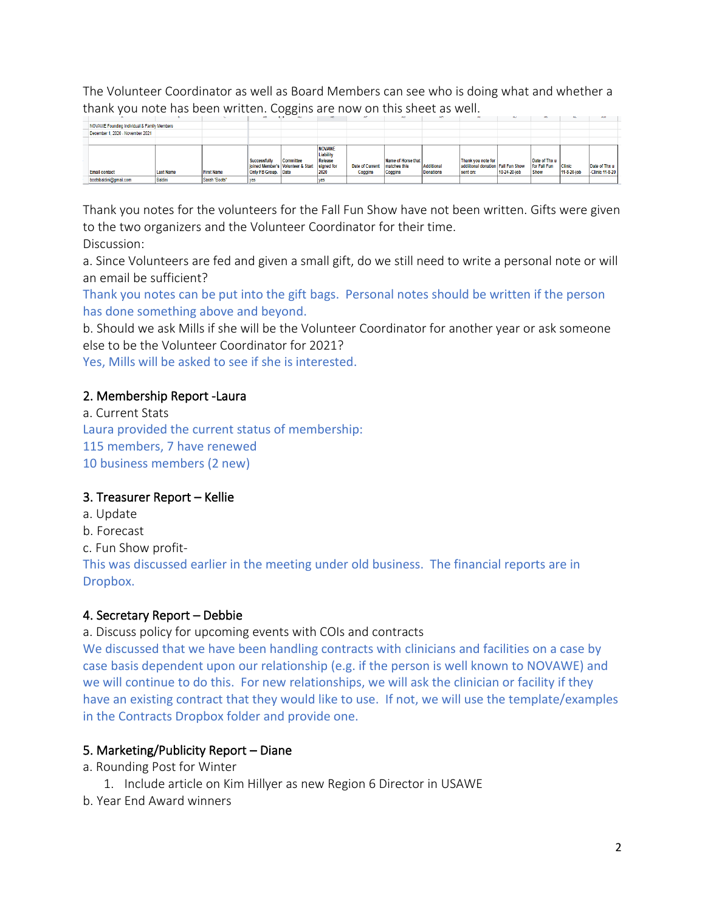The Volunteer Coordinator as well as Board Members can see who is doing what and whether a thank you note has been written. Coggins are now on this sheet as well.

| NOVAWE Founding Individual & Family Members | | | | | | | | | | | | | |
|---|---|---|---|---|---|---|---|---|---|---|---|---|---|
| December 1, 2020 - November 2021 | | | | | | | | | | | | | |
| Email contact | Last Name | First Name | Successfully joined Member's Only FB Group. | Committee Volunteer & Start Date | NOVAWE Liability Release signed for 2020 | Date of Current Coggins | Name of Horse that matches this Coggins | Additional Donations | Thank you note for additional donation sent on: | Fall Fun Show 10-24-20-job | Date of Thx u for Fall Fun Show | Clinic 11-8-20-job | Date of Thx u -Clinic 11-8-20 |
| bootsbaldini@gmail.com | Baldini | Sarah "Boots" | yes | | yes | | | | | | | | |

Thank you notes for the volunteers for the Fall Fun Show have not been written. Gifts were given to the two organizers and the Volunteer Coordinator for their time.

Discussion:

a. Since Volunteers are fed and given a small gift, do we still need to write a personal note or will an email be sufficient?

Thank you notes can be put into the gift bags. Personal notes should be written if the person has done something above and beyond.

b. Should we ask Mills if she will be the Volunteer Coordinator for another year or ask someone else to be the Volunteer Coordinator for 2021?

Yes, Mills will be asked to see if she is interested.

## 2. Membership Report -Laura

a. Current Stats

Laura provided the current status of membership:

115 members, 7 have renewed

10 business members (2 new)

## 3. Treasurer Report – Kellie

a. Update

b. Forecast

c. Fun Show profit-

This was discussed earlier in the meeting under old business. The financial reports are in Dropbox.

## 4. Secretary Report – Debbie

a. Discuss policy for upcoming events with COIs and contracts

We discussed that we have been handling contracts with clinicians and facilities on a case by case basis dependent upon our relationship (e.g. if the person is well known to NOVAWE) and we will continue to do this. For new relationships, we will ask the clinician or facility if they have an existing contract that they would like to use. If not, we will use the template/examples in the Contracts Dropbox folder and provide one.

## 5. Marketing/Publicity Report – Diane

a. Rounding Post for Winter

1. Include article on Kim Hillyer as new Region 6 Director in USAWE

b. Year End Award winners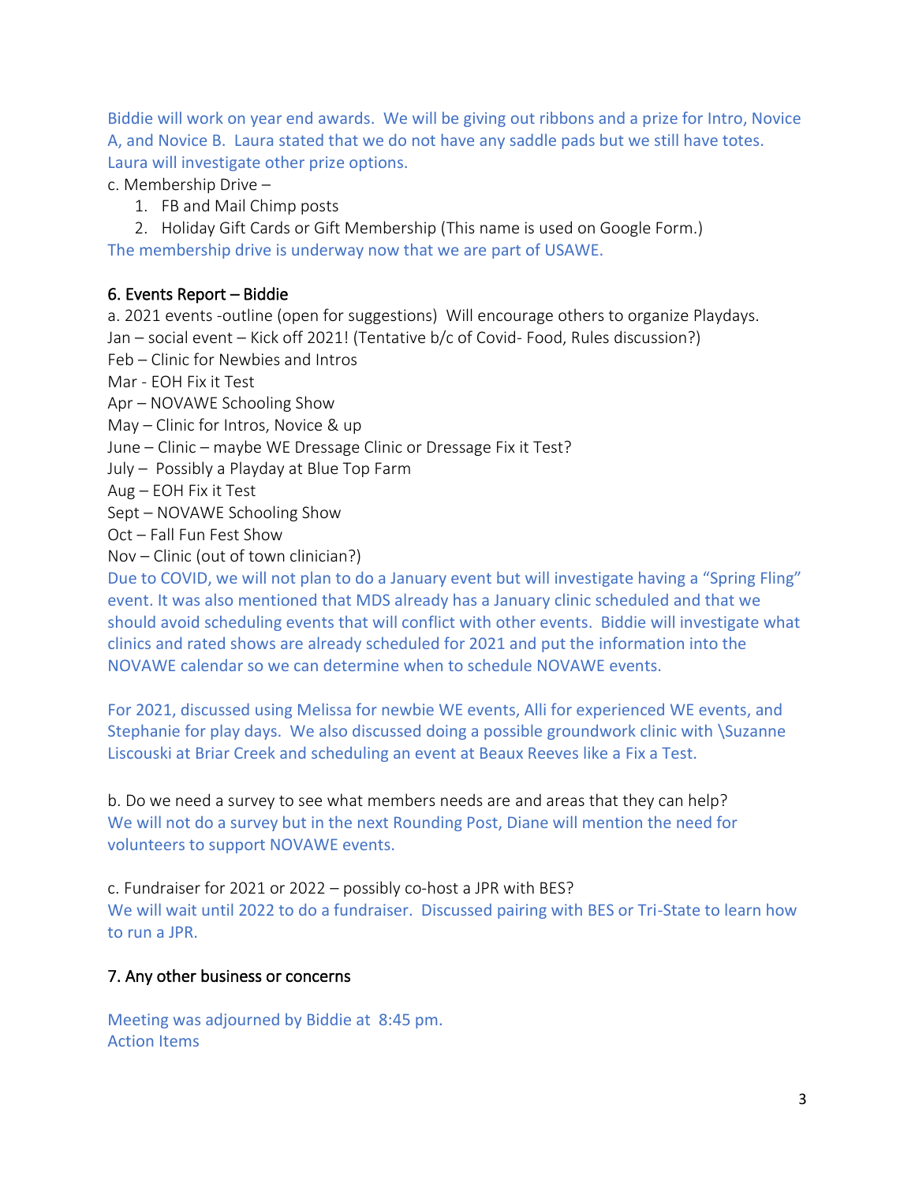Biddie will work on year end awards. We will be giving out ribbons and a prize for Intro, Novice A, and Novice B. Laura stated that we do not have any saddle pads but we still have totes. Laura will investigate other prize options.

c. Membership Drive –

1. FB and Mail Chimp posts
2. Holiday Gift Cards or Gift Membership (This name is used on Google Form.)

The membership drive is underway now that we are part of USAWE.

## 6. Events Report – Biddie

a. 2021 events -outline (open for suggestions) Will encourage others to organize Playdays.

Jan – social event – Kick off 2021! (Tentative b/c of Covid- Food, Rules discussion?)
Feb – Clinic for Newbies and Intros
Mar - EOH Fix it Test
Apr – NOVAWE Schooling Show
May – Clinic for Intros, Novice & up
June – Clinic – maybe WE Dressage Clinic or Dressage Fix it Test?
July – Possibly a Playday at Blue Top Farm
Aug – EOH Fix it Test
Sept – NOVAWE Schooling Show
Oct – Fall Fun Fest Show
Nov – Clinic (out of town clinician?)

Due to COVID, we will not plan to do a January event but will investigate having a "Spring Fling" event. It was also mentioned that MDS already has a January clinic scheduled and that we should avoid scheduling events that will conflict with other events. Biddie will investigate what clinics and rated shows are already scheduled for 2021 and put the information into the NOVAWE calendar so we can determine when to schedule NOVAWE events.

For 2021, discussed using Melissa for newbie WE events, Alli for experienced WE events, and Stephanie for play days. We also discussed doing a possible groundwork clinic with \Suzanne Liscouski at Briar Creek and scheduling an event at Beaux Reeves like a Fix a Test.

b. Do we need a survey to see what members needs are and areas that they can help?
We will not do a survey but in the next Rounding Post, Diane will mention the need for volunteers to support NOVAWE events.

c. Fundraiser for 2021 or 2022 – possibly co-host a JPR with BES?
We will wait until 2022 to do a fundraiser. Discussed pairing with BES or Tri-State to learn how to run a JPR.

## 7. Any other business or concerns

Meeting was adjourned by Biddie at 8:45 pm.
Action Items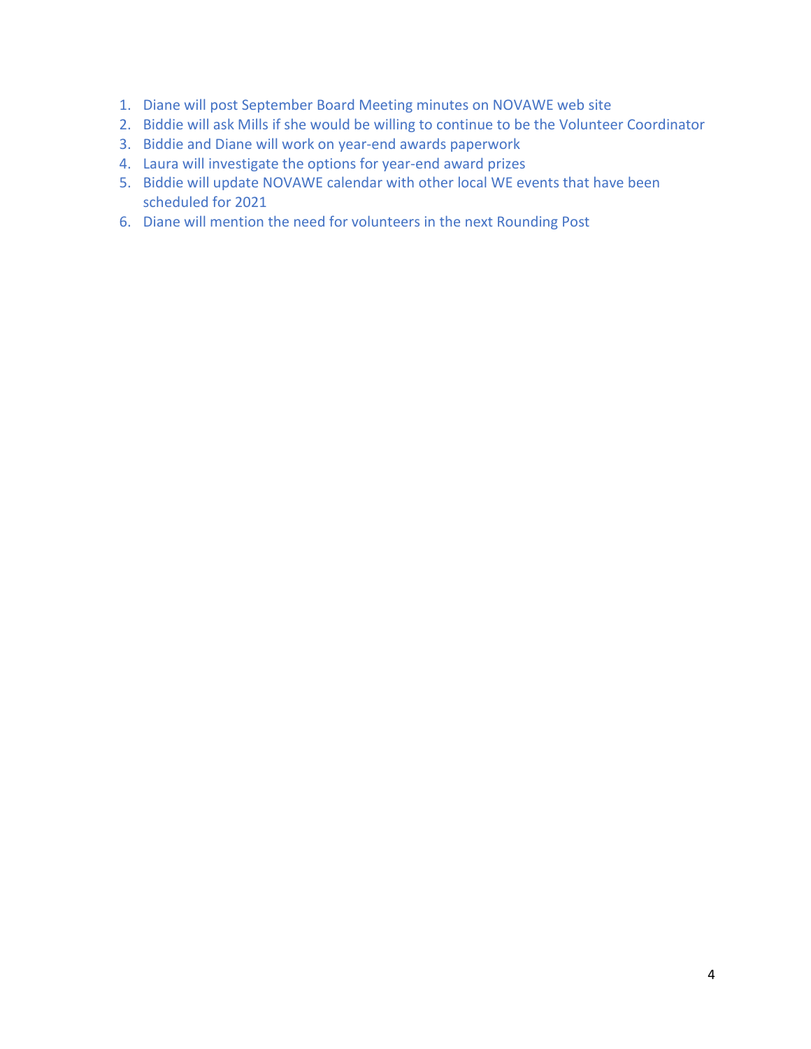1. Diane will post September Board Meeting minutes on NOVAWE web site
2. Biddie will ask Mills if she would be willing to continue to be the Volunteer Coordinator
3. Biddie and Diane will work on year-end awards paperwork
4. Laura will investigate the options for year-end award prizes
5. Biddie will update NOVAWE calendar with other local WE events that have been scheduled for 2021
6. Diane will mention the need for volunteers in the next Rounding Post